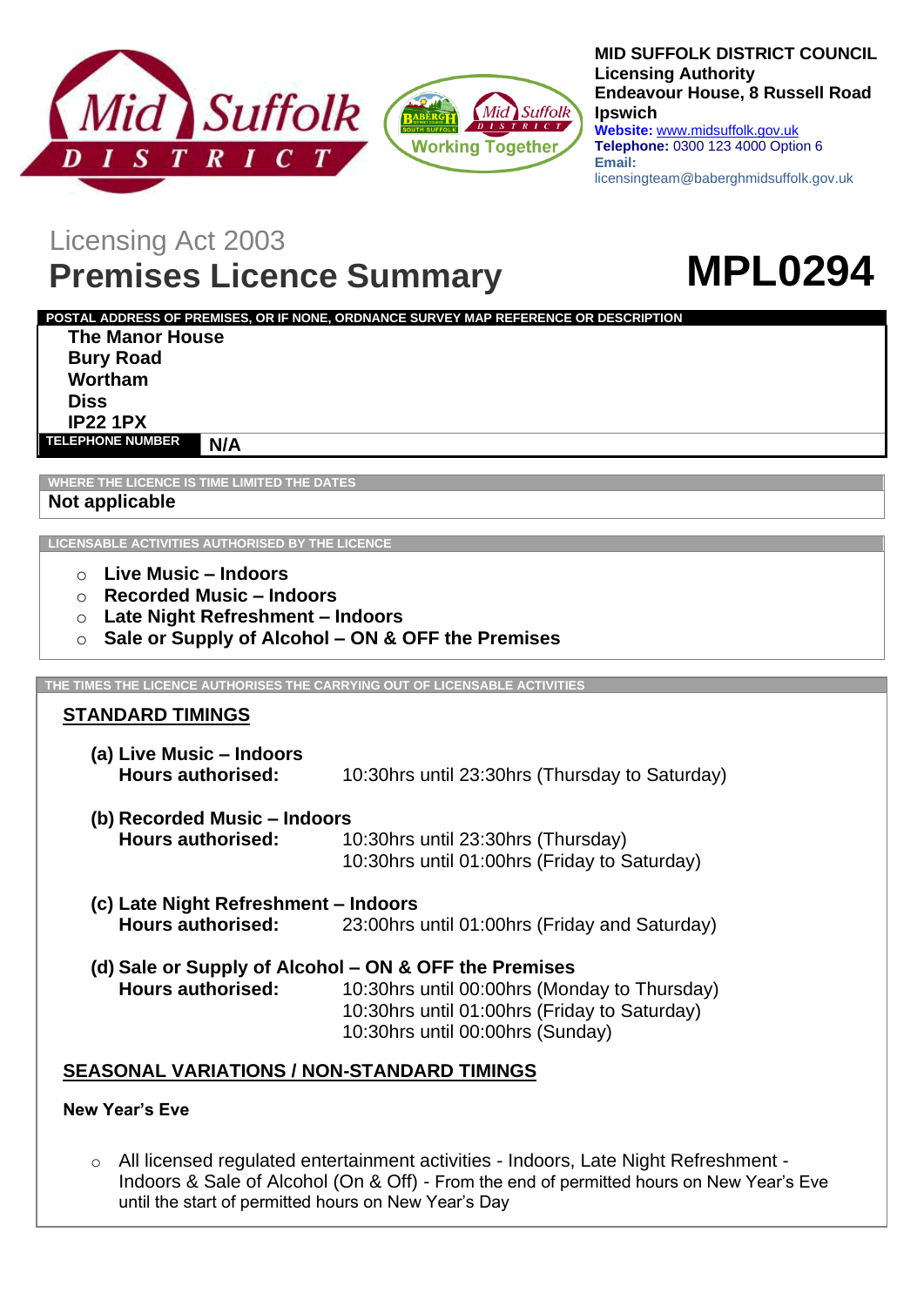**MID SUFFOLK DISTRICT COUNCIL**
**Licensing Authority**
**Endeavour House, 8 Russell Road**
**Ipswich**
**Website:** www.midsuffolk.gov.uk
**Telephone:** 0300 123 4000 Option 6
**Email:** licensingteam@baberghmidsuffolk.gov.uk

Licensing Act 2003

# Premises Licence Summary

# MPL0294

**POSTAL ADDRESS OF PREMISES, OR IF NONE, ORDNANCE SURVEY MAP REFERENCE OR DESCRIPTION**

**The Manor House**
**Bury Road**
**Wortham**
**Diss**
**IP22 1PX**

**TELEPHONE NUMBER** **N/A**

**WHERE THE LICENCE IS TIME LIMITED THE DATES**

**Not applicable**

**LICENSABLE ACTIVITIES AUTHORISED BY THE LICENCE**

- **Live Music – Indoors**
- **Recorded Music – Indoors**
- **Late Night Refreshment – Indoors**
- **Sale or Supply of Alcohol – ON & OFF the Premises**

**THE TIMES THE LICENCE AUTHORISES THE CARRYING OUT OF LICENSABLE ACTIVITIES**

## STANDARD TIMINGS

**(a) Live Music – Indoors**
**Hours authorised:** 10:30hrs until 23:30hrs (Thursday to Saturday)

**(b) Recorded Music – Indoors**
**Hours authorised:** 10:30hrs until 23:30hrs (Thursday)
10:30hrs until 01:00hrs (Friday to Saturday)

**(c) Late Night Refreshment – Indoors**
**Hours authorised:** 23:00hrs until 01:00hrs (Friday and Saturday)

**(d) Sale or Supply of Alcohol – ON & OFF the Premises**
**Hours authorised:** 10:30hrs until 00:00hrs (Monday to Thursday)
10:30hrs until 01:00hrs (Friday to Saturday)
10:30hrs until 00:00hrs (Sunday)

## SEASONAL VARIATIONS / NON-STANDARD TIMINGS

**New Year's Eve**

- All licensed regulated entertainment activities - Indoors, Late Night Refreshment - Indoors & Sale of Alcohol (On & Off) - From the end of permitted hours on New Year's Eve until the start of permitted hours on New Year's Day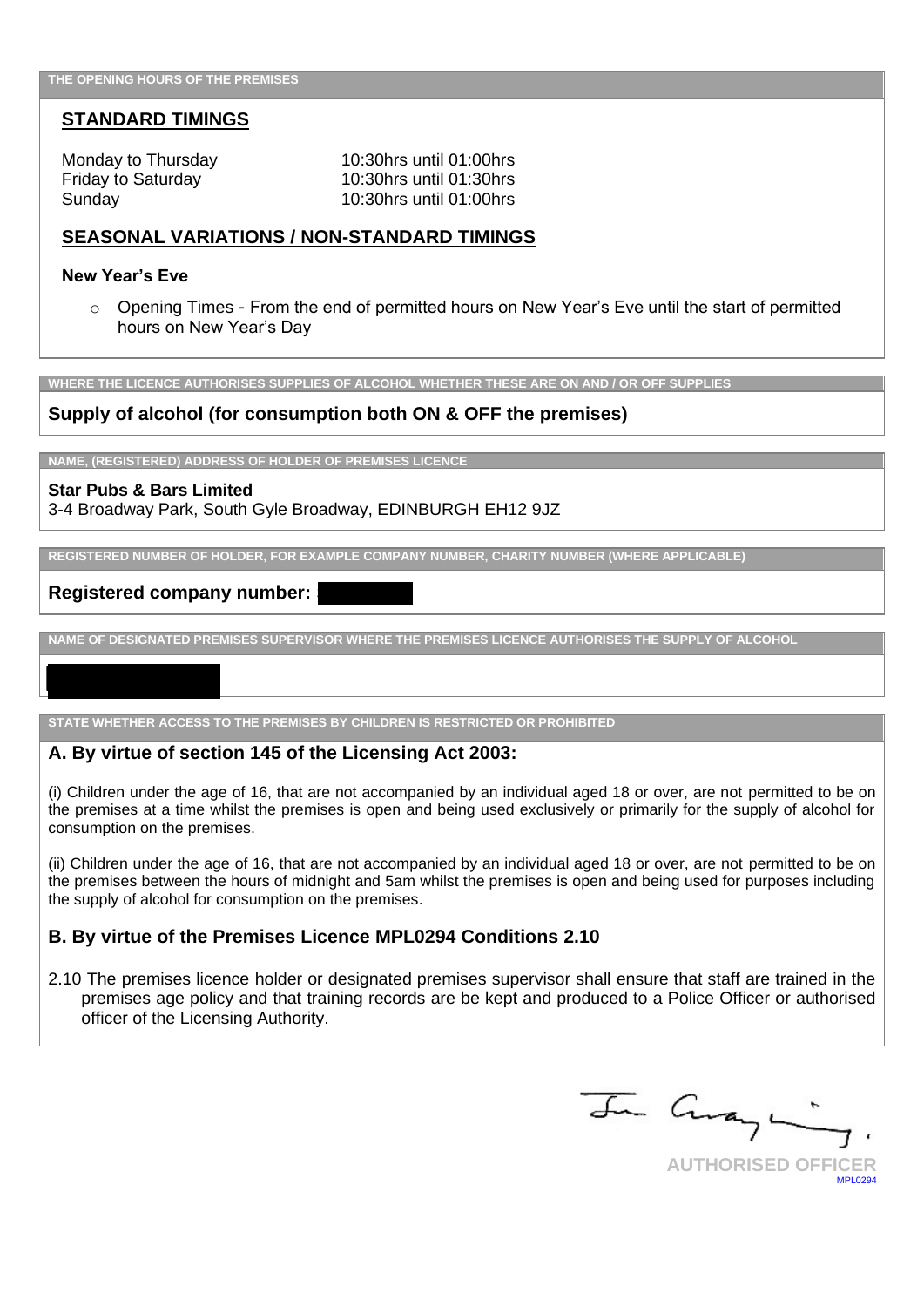THE OPENING HOURS OF THE PREMISES

## STANDARD TIMINGS

| | |
|---|---|
| Monday to Thursday | 10:30hrs until 01:00hrs |
| Friday to Saturday | 10:30hrs until 01:30hrs |
| Sunday | 10:30hrs until 01:00hrs |

## SEASONAL VARIATIONS / NON-STANDARD TIMINGS

**New Year's Eve**

- Opening Times - From the end of permitted hours on New Year's Eve until the start of permitted hours on New Year's Day

WHERE THE LICENCE AUTHORISES SUPPLIES OF ALCOHOL WHETHER THESE ARE ON AND / OR OFF SUPPLIES

**Supply of alcohol (for consumption both ON & OFF the premises)**

NAME, (REGISTERED) ADDRESS OF HOLDER OF PREMISES LICENCE

**Star Pubs & Bars Limited**
3-4 Broadway Park, South Gyle Broadway, EDINBURGH EH12 9JZ

REGISTERED NUMBER OF HOLDER, FOR EXAMPLE COMPANY NUMBER, CHARITY NUMBER (WHERE APPLICABLE)

**Registered company number:**

NAME OF DESIGNATED PREMISES SUPERVISOR WHERE THE PREMISES LICENCE AUTHORISES THE SUPPLY OF ALCOHOL

STATE WHETHER ACCESS TO THE PREMISES BY CHILDREN IS RESTRICTED OR PROHIBITED

### A. By virtue of section 145 of the Licensing Act 2003:

(i) Children under the age of 16, that are not accompanied by an individual aged 18 or over, are not permitted to be on the premises at a time whilst the premises is open and being used exclusively or primarily for the supply of alcohol for consumption on the premises.

(ii) Children under the age of 16, that are not accompanied by an individual aged 18 or over, are not permitted to be on the premises between the hours of midnight and 5am whilst the premises is open and being used for purposes including the supply of alcohol for consumption on the premises.

### B. By virtue of the Premises Licence MPL0294 Conditions 2.10

2.10 The premises licence holder or designated premises supervisor shall ensure that staff are trained in the premises age policy and that training records are be kept and produced to a Police Officer or authorised officer of the Licensing Authority.

AUTHORISED OFFICER
MPL0294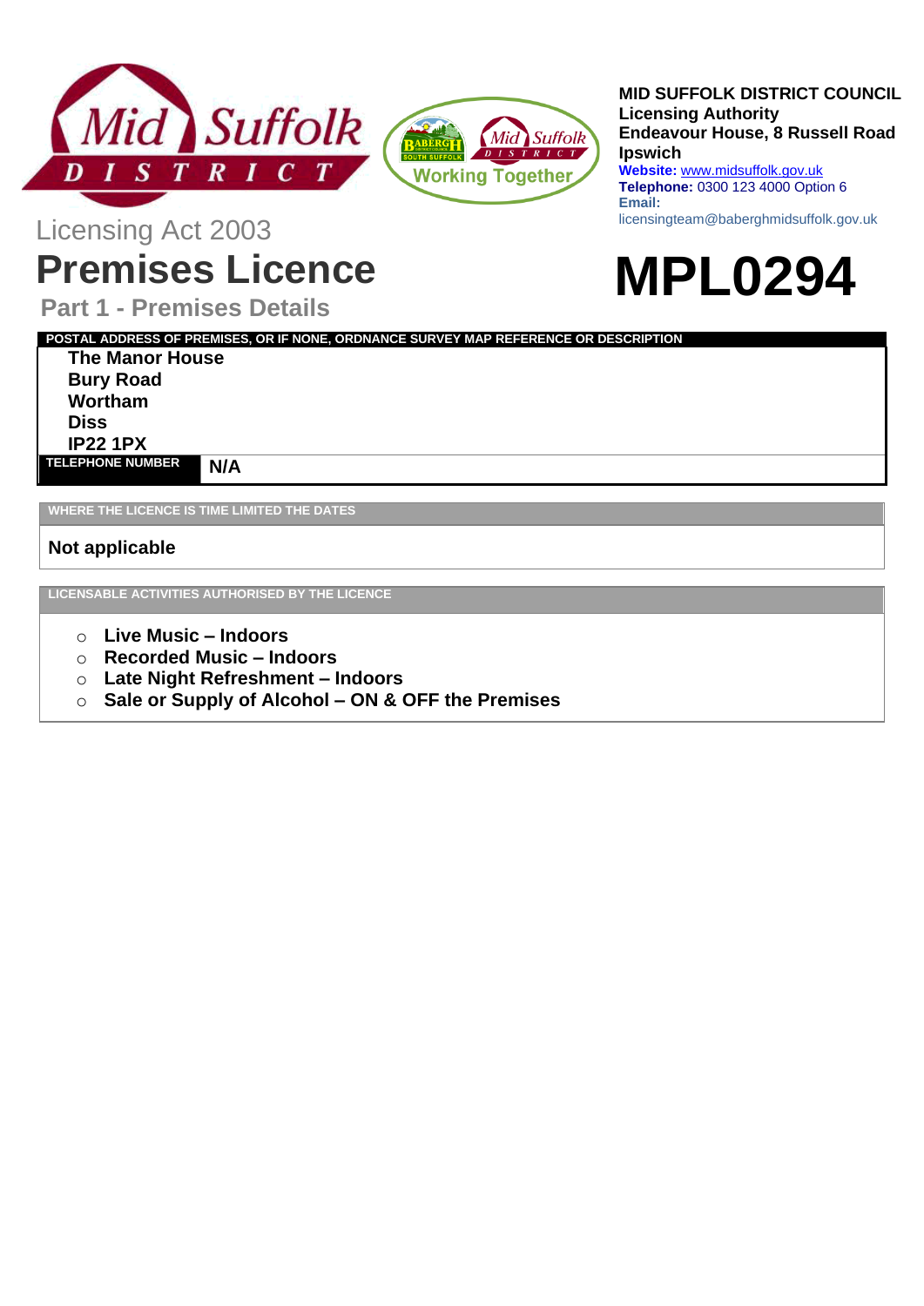**MID SUFFOLK DISTRICT COUNCIL**
**Licensing Authority**
**Endeavour House, 8 Russell Road**
**Ipswich**
**Website:** www.midsuffolk.gov.uk
**Telephone:** 0300 123 4000 Option 6
**Email:** licensingteam@baberghmidsuffolk.gov.uk

Licensing Act 2003

# Premises Licence

# MPL0294

## Part 1 - Premises Details

**POSTAL ADDRESS OF PREMISES, OR IF NONE, ORDNANCE SURVEY MAP REFERENCE OR DESCRIPTION**

**The Manor House**
**Bury Road**
**Wortham**
**Diss**
**IP22 1PX**

| TELEPHONE NUMBER | N/A |
|---|---|

**WHERE THE LICENCE IS TIME LIMITED THE DATES**

**Not applicable**

**LICENSABLE ACTIVITIES AUTHORISED BY THE LICENCE**

- **Live Music – Indoors**
- **Recorded Music – Indoors**
- **Late Night Refreshment – Indoors**
- **Sale or Supply of Alcohol – ON & OFF the Premises**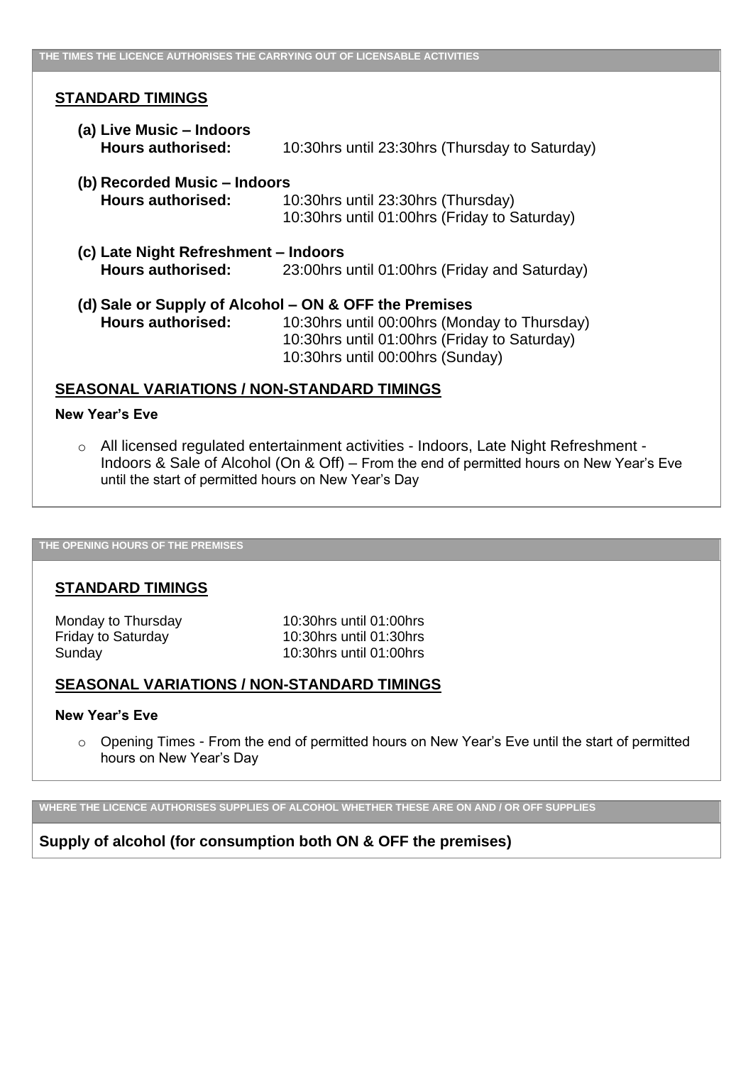## THE TIMES THE LICENCE AUTHORISES THE CARRYING OUT OF LICENSABLE ACTIVITIES

### STANDARD TIMINGS

**(a) Live Music – Indoors**
**Hours authorised:** 10:30hrs until 23:30hrs (Thursday to Saturday)

**(b) Recorded Music – Indoors**
**Hours authorised:** 10:30hrs until 23:30hrs (Thursday)
10:30hrs until 01:00hrs (Friday to Saturday)

**(c) Late Night Refreshment – Indoors**
**Hours authorised:** 23:00hrs until 01:00hrs (Friday and Saturday)

**(d) Sale or Supply of Alcohol – ON & OFF the Premises**
**Hours authorised:** 10:30hrs until 00:00hrs (Monday to Thursday)
10:30hrs until 01:00hrs (Friday to Saturday)
10:30hrs until 00:00hrs (Sunday)

### SEASONAL VARIATIONS / NON-STANDARD TIMINGS

**New Year's Eve**

- All licensed regulated entertainment activities - Indoors, Late Night Refreshment - Indoors & Sale of Alcohol (On & Off) – From the end of permitted hours on New Year's Eve until the start of permitted hours on New Year's Day

## THE OPENING HOURS OF THE PREMISES

### STANDARD TIMINGS

| | |
|---|---|
| Monday to Thursday | 10:30hrs until 01:00hrs |
| Friday to Saturday | 10:30hrs until 01:30hrs |
| Sunday | 10:30hrs until 01:00hrs |

### SEASONAL VARIATIONS / NON-STANDARD TIMINGS

**New Year's Eve**

- Opening Times - From the end of permitted hours on New Year's Eve until the start of permitted hours on New Year's Day

## WHERE THE LICENCE AUTHORISES SUPPLIES OF ALCOHOL WHETHER THESE ARE ON AND / OR OFF SUPPLIES

**Supply of alcohol (for consumption both ON & OFF the premises)**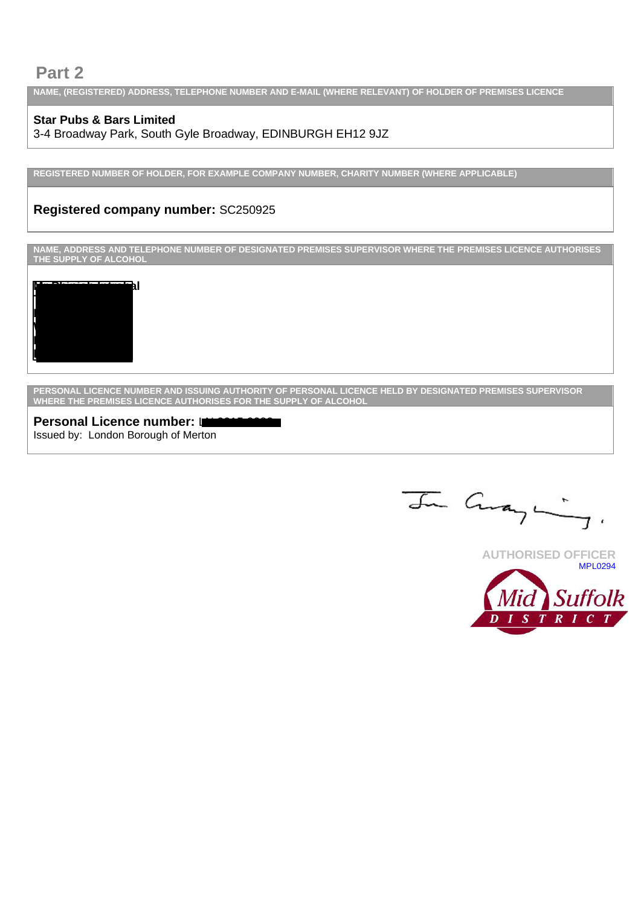## Part 2

**NAME, (REGISTERED) ADDRESS, TELEPHONE NUMBER AND E-MAIL (WHERE RELEVANT) OF HOLDER OF PREMISES LICENCE**

**Star Pubs & Bars Limited**
3-4 Broadway Park, South Gyle Broadway, EDINBURGH EH12 9JZ

**REGISTERED NUMBER OF HOLDER, FOR EXAMPLE COMPANY NUMBER, CHARITY NUMBER (WHERE APPLICABLE)**

**Registered company number:** SC250925

**NAME, ADDRESS AND TELEPHONE NUMBER OF DESIGNATED PREMISES SUPERVISOR WHERE THE PREMISES LICENCE AUTHORISES THE SUPPLY OF ALCOHOL**

[REDACTED]

**PERSONAL LICENCE NUMBER AND ISSUING AUTHORITY OF PERSONAL LICENCE HELD BY DESIGNATED PREMISES SUPERVISOR WHERE THE PREMISES LICENCE AUTHORISES FOR THE SUPPLY OF ALCOHOL**

**Personal Licence number:** [REDACTED]
Issued by: London Borough of Merton

AUTHORISED OFFICER
MPL0294

Mid Suffolk DISTRICT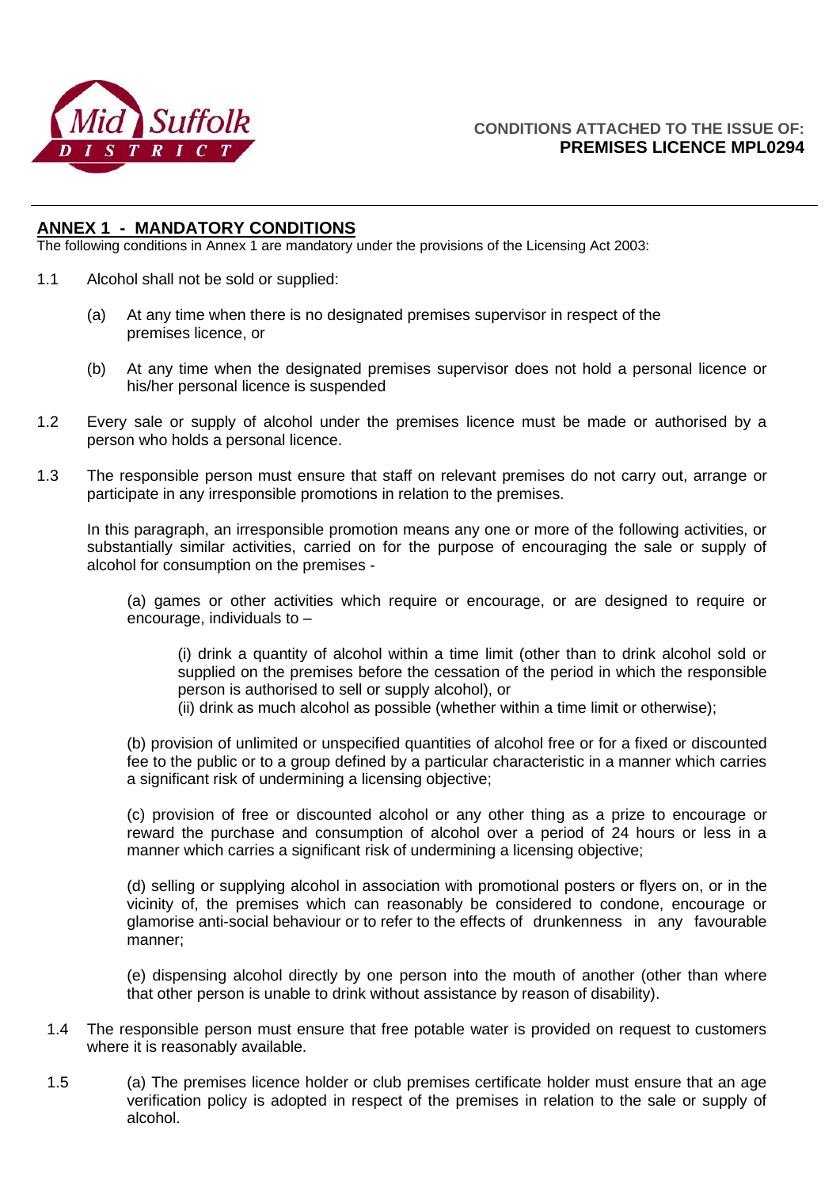**CONDITIONS ATTACHED TO THE ISSUE OF:**
**PREMISES LICENCE MPL0294**

## ANNEX 1 - MANDATORY CONDITIONS

The following conditions in Annex 1 are mandatory under the provisions of the Licensing Act 2003:

1.1 Alcohol shall not be sold or supplied:

 (a) At any time when there is no designated premises supervisor in respect of the premises licence, or

 (b) At any time when the designated premises supervisor does not hold a personal licence or his/her personal licence is suspended

1.2 Every sale or supply of alcohol under the premises licence must be made or authorised by a person who holds a personal licence.

1.3 The responsible person must ensure that staff on relevant premises do not carry out, arrange or participate in any irresponsible promotions in relation to the premises.

In this paragraph, an irresponsible promotion means any one or more of the following activities, or substantially similar activities, carried on for the purpose of encouraging the sale or supply of alcohol for consumption on the premises -

(a) games or other activities which require or encourage, or are designed to require or encourage, individuals to –

(i) drink a quantity of alcohol within a time limit (other than to drink alcohol sold or supplied on the premises before the cessation of the period in which the responsible person is authorised to sell or supply alcohol), or
(ii) drink as much alcohol as possible (whether within a time limit or otherwise);

(b) provision of unlimited or unspecified quantities of alcohol free or for a fixed or discounted fee to the public or to a group defined by a particular characteristic in a manner which carries a significant risk of undermining a licensing objective;

(c) provision of free or discounted alcohol or any other thing as a prize to encourage or reward the purchase and consumption of alcohol over a period of 24 hours or less in a manner which carries a significant risk of undermining a licensing objective;

(d) selling or supplying alcohol in association with promotional posters or flyers on, or in the vicinity of, the premises which can reasonably be considered to condone, encourage or glamorise anti-social behaviour or to refer to the effects of drunkenness in any favourable manner;

(e) dispensing alcohol directly by one person into the mouth of another (other than where that other person is unable to drink without assistance by reason of disability).

1.4 The responsible person must ensure that free potable water is provided on request to customers where it is reasonably available.

1.5 (a) The premises licence holder or club premises certificate holder must ensure that an age verification policy is adopted in respect of the premises in relation to the sale or supply of alcohol.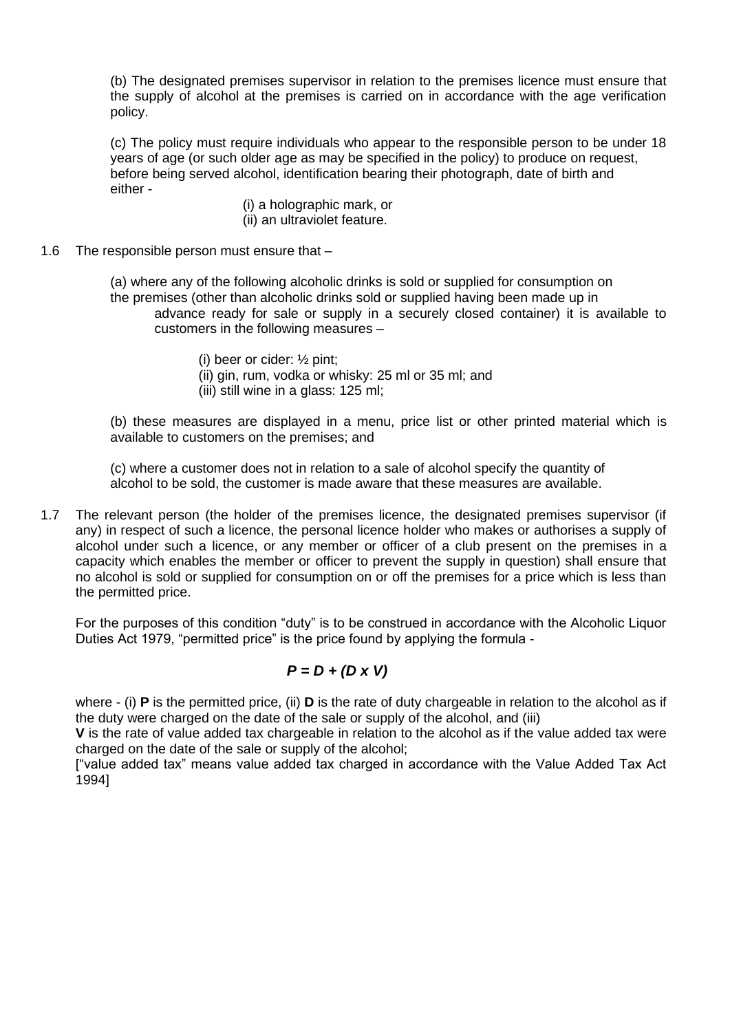(b) The designated premises supervisor in relation to the premises licence must ensure that the supply of alcohol at the premises is carried on in accordance with the age verification policy.

(c) The policy must require individuals who appear to the responsible person to be under 18 years of age (or such older age as may be specified in the policy) to produce on request, before being served alcohol, identification bearing their photograph, date of birth and either -

(i) a holographic mark, or
(ii) an ultraviolet feature.

1.6 The responsible person must ensure that –

(a) where any of the following alcoholic drinks is sold or supplied for consumption on the premises (other than alcoholic drinks sold or supplied having been made up in advance ready for sale or supply in a securely closed container) it is available to customers in the following measures –

(i) beer or cider: ½ pint;
(ii) gin, rum, vodka or whisky: 25 ml or 35 ml; and
(iii) still wine in a glass: 125 ml;

(b) these measures are displayed in a menu, price list or other printed material which is available to customers on the premises; and

(c) where a customer does not in relation to a sale of alcohol specify the quantity of alcohol to be sold, the customer is made aware that these measures are available.

1.7 The relevant person (the holder of the premises licence, the designated premises supervisor (if any) in respect of such a licence, the personal licence holder who makes or authorises a supply of alcohol under such a licence, or any member or officer of a club present on the premises in a capacity which enables the member or officer to prevent the supply in question) shall ensure that no alcohol is sold or supplied for consumption on or off the premises for a price which is less than the permitted price.

For the purposes of this condition "duty" is to be construed in accordance with the Alcoholic Liquor Duties Act 1979, "permitted price" is the price found by applying the formula -

$$P = D + (D \times V)$$

where - (i) **P** is the permitted price, (ii) **D** is the rate of duty chargeable in relation to the alcohol as if the duty were charged on the date of the sale or supply of the alcohol, and (iii) **V** is the rate of value added tax chargeable in relation to the alcohol as if the value added tax were charged on the date of the sale or supply of the alcohol;

["value added tax" means value added tax charged in accordance with the Value Added Tax Act 1994]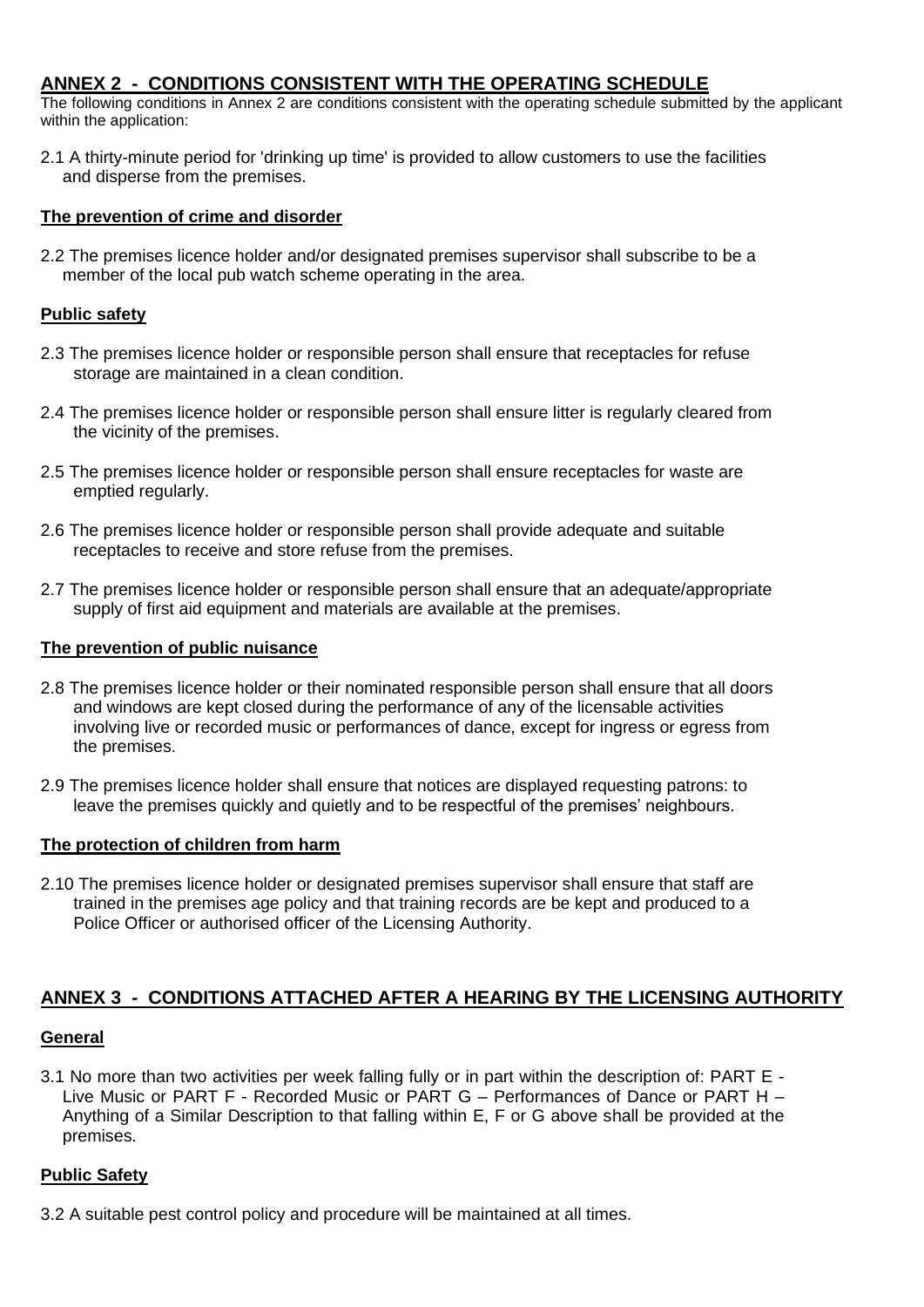## ANNEX 2 - CONDITIONS CONSISTENT WITH THE OPERATING SCHEDULE

The following conditions in Annex 2 are conditions consistent with the operating schedule submitted by the applicant within the application:

2.1 A thirty-minute period for 'drinking up time' is provided to allow customers to use the facilities and disperse from the premises.

### The prevention of crime and disorder

2.2 The premises licence holder and/or designated premises supervisor shall subscribe to be a member of the local pub watch scheme operating in the area.

### Public safety

2.3 The premises licence holder or responsible person shall ensure that receptacles for refuse storage are maintained in a clean condition.

2.4 The premises licence holder or responsible person shall ensure litter is regularly cleared from the vicinity of the premises.

2.5 The premises licence holder or responsible person shall ensure receptacles for waste are emptied regularly.

2.6 The premises licence holder or responsible person shall provide adequate and suitable receptacles to receive and store refuse from the premises.

2.7 The premises licence holder or responsible person shall ensure that an adequate/appropriate supply of first aid equipment and materials are available at the premises.

### The prevention of public nuisance

2.8 The premises licence holder or their nominated responsible person shall ensure that all doors and windows are kept closed during the performance of any of the licensable activities involving live or recorded music or performances of dance, except for ingress or egress from the premises.

2.9 The premises licence holder shall ensure that notices are displayed requesting patrons: to leave the premises quickly and quietly and to be respectful of the premises' neighbours.

### The protection of children from harm

2.10 The premises licence holder or designated premises supervisor shall ensure that staff are trained in the premises age policy and that training records are be kept and produced to a Police Officer or authorised officer of the Licensing Authority.

## ANNEX 3 - CONDITIONS ATTACHED AFTER A HEARING BY THE LICENSING AUTHORITY

### General

3.1 No more than two activities per week falling fully or in part within the description of: PART E - Live Music or PART F - Recorded Music or PART G – Performances of Dance or PART H – Anything of a Similar Description to that falling within E, F or G above shall be provided at the premises.

### Public Safety

3.2 A suitable pest control policy and procedure will be maintained at all times.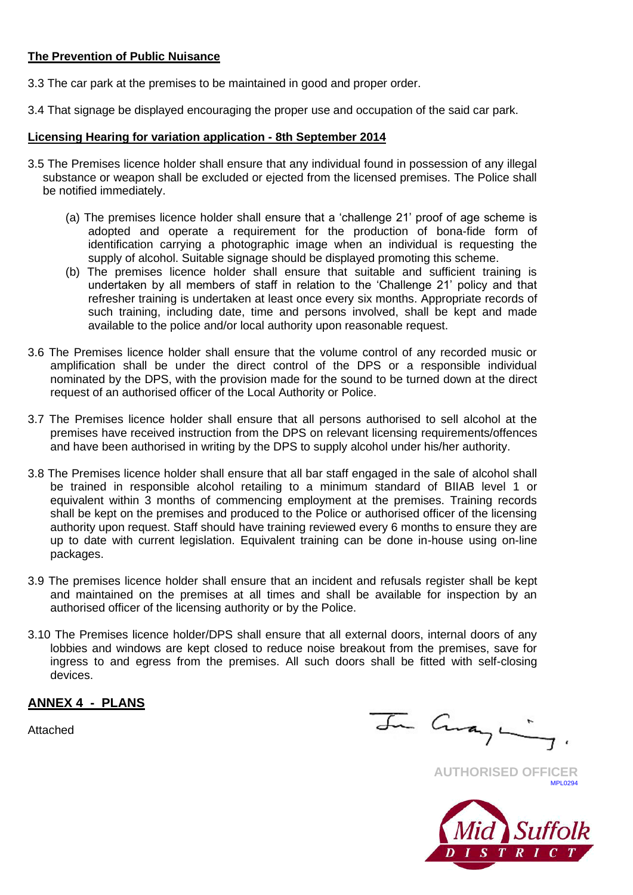**The Prevention of Public Nuisance**

3.3 The car park at the premises to be maintained in good and proper order.

3.4 That signage be displayed encouraging the proper use and occupation of the said car park.

**Licensing Hearing for variation application - 8th September 2014**

3.5 The Premises licence holder shall ensure that any individual found in possession of any illegal substance or weapon shall be excluded or ejected from the licensed premises. The Police shall be notified immediately.

- (a) The premises licence holder shall ensure that a 'challenge 21' proof of age scheme is adopted and operate a requirement for the production of bona-fide form of identification carrying a photographic image when an individual is requesting the supply of alcohol. Suitable signage should be displayed promoting this scheme.
- (b) The premises licence holder shall ensure that suitable and sufficient training is undertaken by all members of staff in relation to the 'Challenge 21' policy and that refresher training is undertaken at least once every six months. Appropriate records of such training, including date, time and persons involved, shall be kept and made available to the police and/or local authority upon reasonable request.

3.6 The Premises licence holder shall ensure that the volume control of any recorded music or amplification shall be under the direct control of the DPS or a responsible individual nominated by the DPS, with the provision made for the sound to be turned down at the direct request of an authorised officer of the Local Authority or Police.

3.7 The Premises licence holder shall ensure that all persons authorised to sell alcohol at the premises have received instruction from the DPS on relevant licensing requirements/offences and have been authorised in writing by the DPS to supply alcohol under his/her authority.

3.8 The Premises licence holder shall ensure that all bar staff engaged in the sale of alcohol shall be trained in responsible alcohol retailing to a minimum standard of BIIAB level 1 or equivalent within 3 months of commencing employment at the premises. Training records shall be kept on the premises and produced to the Police or authorised officer of the licensing authority upon request. Staff should have training reviewed every 6 months to ensure they are up to date with current legislation. Equivalent training can be done in-house using on-line packages.

3.9 The premises licence holder shall ensure that an incident and refusals register shall be kept and maintained on the premises at all times and shall be available for inspection by an authorised officer of the licensing authority or by the Police.

3.10 The Premises licence holder/DPS shall ensure that all external doors, internal doors of any lobbies and windows are kept closed to reduce noise breakout from the premises, save for ingress to and egress from the premises. All such doors shall be fitted with self-closing devices.

## ANNEX 4 - PLANS

Attached

AUTHORISED OFFICER

MPL0294

Mid Suffolk DISTRICT